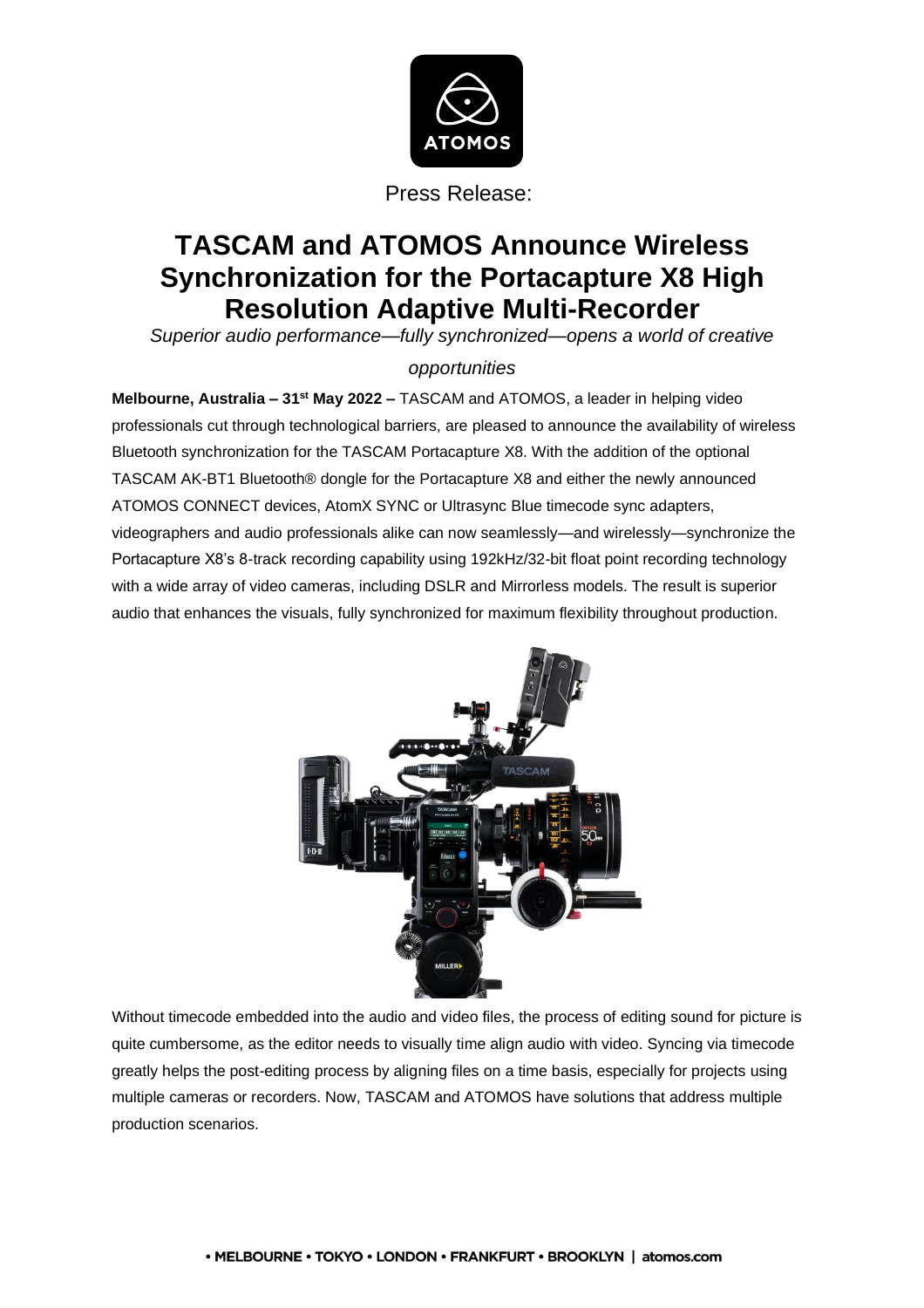Press Release:

# TASCAM and ATOMOS Announce Wireless Synchronization for the Portacapture X8 High Resolution Adaptive Multi-Recorder

*Superior audio performance—fully synchronized—opens a world of creative opportunities*

**Melbourne, Australia – 31st May 2022 –** TASCAM and ATOMOS, a leader in helping video professionals cut through technological barriers, are pleased to announce the availability of wireless Bluetooth synchronization for the TASCAM Portacapture X8. With the addition of the optional TASCAM AK-BT1 Bluetooth® dongle for the Portacapture X8 and either the newly announced ATOMOS CONNECT devices, AtomX SYNC or Ultrasync Blue timecode sync adapters, videographers and audio professionals alike can now seamlessly—and wirelessly—synchronize the Portacapture X8's 8-track recording capability using 192kHz/32-bit float point recording technology with a wide array of video cameras, including DSLR and Mirrorless models. The result is superior audio that enhances the visuals, fully synchronized for maximum flexibility throughout production.

Without timecode embedded into the audio and video files, the process of editing sound for picture is quite cumbersome, as the editor needs to visually time align audio with video. Syncing via timecode greatly helps the post-editing process by aligning files on a time basis, especially for projects using multiple cameras or recorders. Now, TASCAM and ATOMOS have solutions that address multiple production scenarios.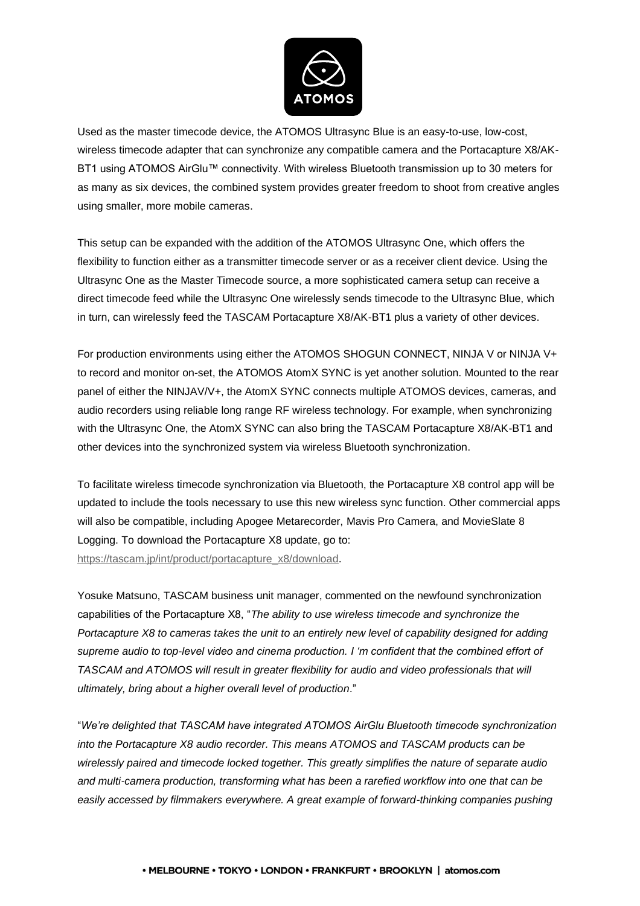Used as the master timecode device, the ATOMOS Ultrasync Blue is an easy-to-use, low-cost, wireless timecode adapter that can synchronize any compatible camera and the Portacapture X8/AK-BT1 using ATOMOS AirGlu™ connectivity. With wireless Bluetooth transmission up to 30 meters for as many as six devices, the combined system provides greater freedom to shoot from creative angles using smaller, more mobile cameras.

This setup can be expanded with the addition of the ATOMOS Ultrasync One, which offers the flexibility to function either as a transmitter timecode server or as a receiver client device. Using the Ultrasync One as the Master Timecode source, a more sophisticated camera setup can receive a direct timecode feed while the Ultrasync One wirelessly sends timecode to the Ultrasync Blue, which in turn, can wirelessly feed the TASCAM Portacapture X8/AK-BT1 plus a variety of other devices.

For production environments using either the ATOMOS SHOGUN CONNECT, NINJA V or NINJA V+ to record and monitor on-set, the ATOMOS AtomX SYNC is yet another solution. Mounted to the rear panel of either the NINJAV/V+, the AtomX SYNC connects multiple ATOMOS devices, cameras, and audio recorders using reliable long range RF wireless technology. For example, when synchronizing with the Ultrasync One, the AtomX SYNC can also bring the TASCAM Portacapture X8/AK-BT1 and other devices into the synchronized system via wireless Bluetooth synchronization.

To facilitate wireless timecode synchronization via Bluetooth, the Portacapture X8 control app will be updated to include the tools necessary to use this new wireless sync function. Other commercial apps will also be compatible, including Apogee Metarecorder, Mavis Pro Camera, and MovieSlate 8 Logging. To download the Portacapture X8 update, go to: https://tascam.jp/int/product/portacapture_x8/download.

Yosuke Matsuno, TASCAM business unit manager, commented on the newfound synchronization capabilities of the Portacapture X8, "*The ability to use wireless timecode and synchronize the Portacapture X8 to cameras takes the unit to an entirely new level of capability designed for adding supreme audio to top-level video and cinema production. I 'm confident that the combined effort of TASCAM and ATOMOS will result in greater flexibility for audio and video professionals that will ultimately, bring about a higher overall level of production*."

"*We're delighted that TASCAM have integrated ATOMOS AirGlu Bluetooth timecode synchronization into the Portacapture X8 audio recorder. This means ATOMOS and TASCAM products can be wirelessly paired and timecode locked together. This greatly simplifies the nature of separate audio and multi-camera production, transforming what has been a rarefied workflow into one that can be easily accessed by filmmakers everywhere. A great example of forward-thinking companies pushing*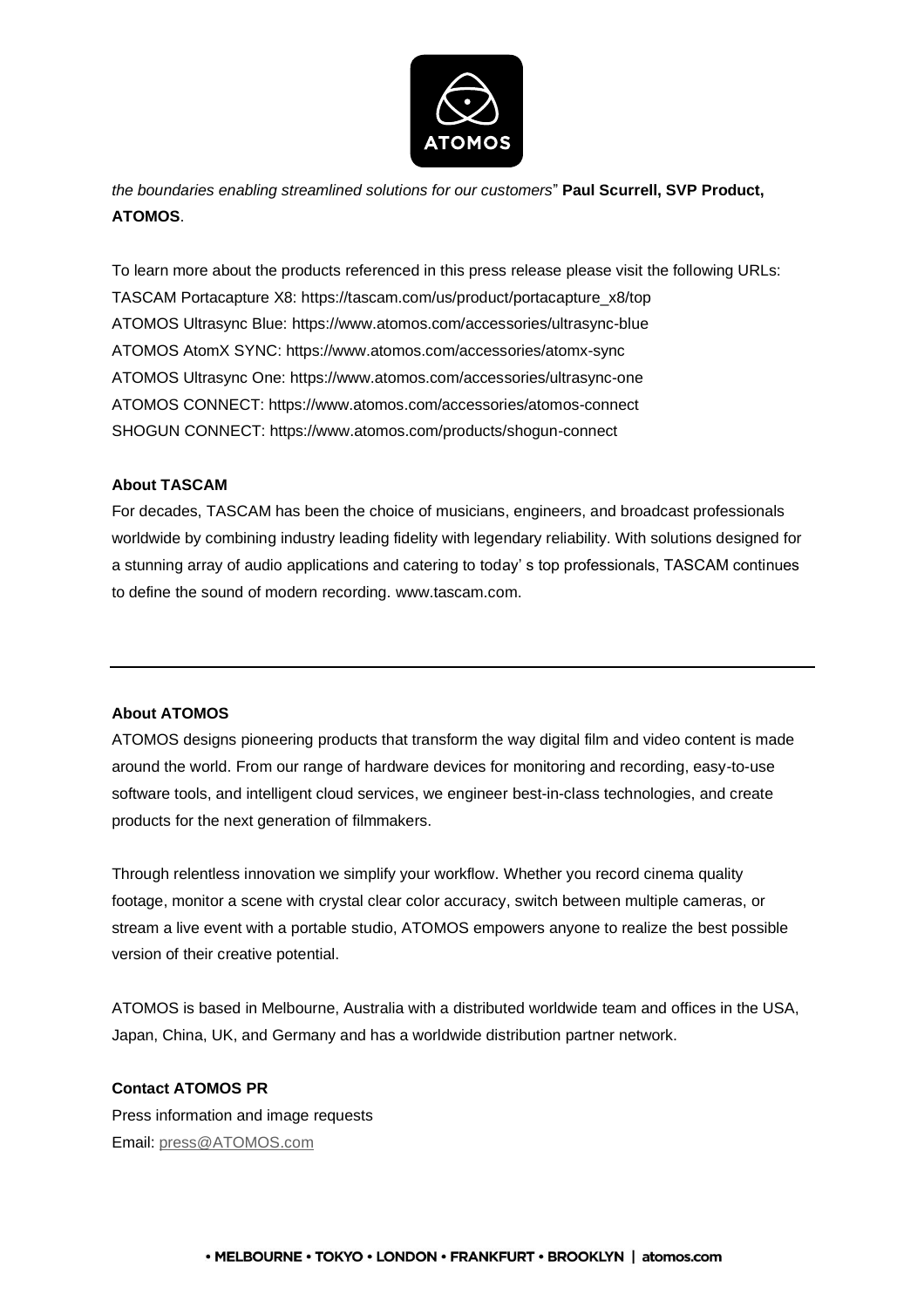*the boundaries enabling streamlined solutions for our customers*" **Paul Scurrell, SVP Product, ATOMOS**.

To learn more about the products referenced in this press release please visit the following URLs:
TASCAM Portacapture X8: https://tascam.com/us/product/portacapture_x8/top
ATOMOS Ultrasync Blue: https://www.atomos.com/accessories/ultrasync-blue
ATOMOS AtomX SYNC: https://www.atomos.com/accessories/atomx-sync
ATOMOS Ultrasync One: https://www.atomos.com/accessories/ultrasync-one
ATOMOS CONNECT: https://www.atomos.com/accessories/atomos-connect
SHOGUN CONNECT: https://www.atomos.com/products/shogun-connect

**About TASCAM**

For decades, TASCAM has been the choice of musicians, engineers, and broadcast professionals worldwide by combining industry leading fidelity with legendary reliability. With solutions designed for a stunning array of audio applications and catering to today' s top professionals, TASCAM continues to define the sound of modern recording. www.tascam.com.

---

**About ATOMOS**

ATOMOS designs pioneering products that transform the way digital film and video content is made around the world. From our range of hardware devices for monitoring and recording, easy-to-use software tools, and intelligent cloud services, we engineer best-in-class technologies, and create products for the next generation of filmmakers.

Through relentless innovation we simplify your workflow. Whether you record cinema quality footage, monitor a scene with crystal clear color accuracy, switch between multiple cameras, or stream a live event with a portable studio, ATOMOS empowers anyone to realize the best possible version of their creative potential.

ATOMOS is based in Melbourne, Australia with a distributed worldwide team and offices in the USA, Japan, China, UK, and Germany and has a worldwide distribution partner network.

**Contact ATOMOS PR**

Press information and image requests
Email: press@ATOMOS.com